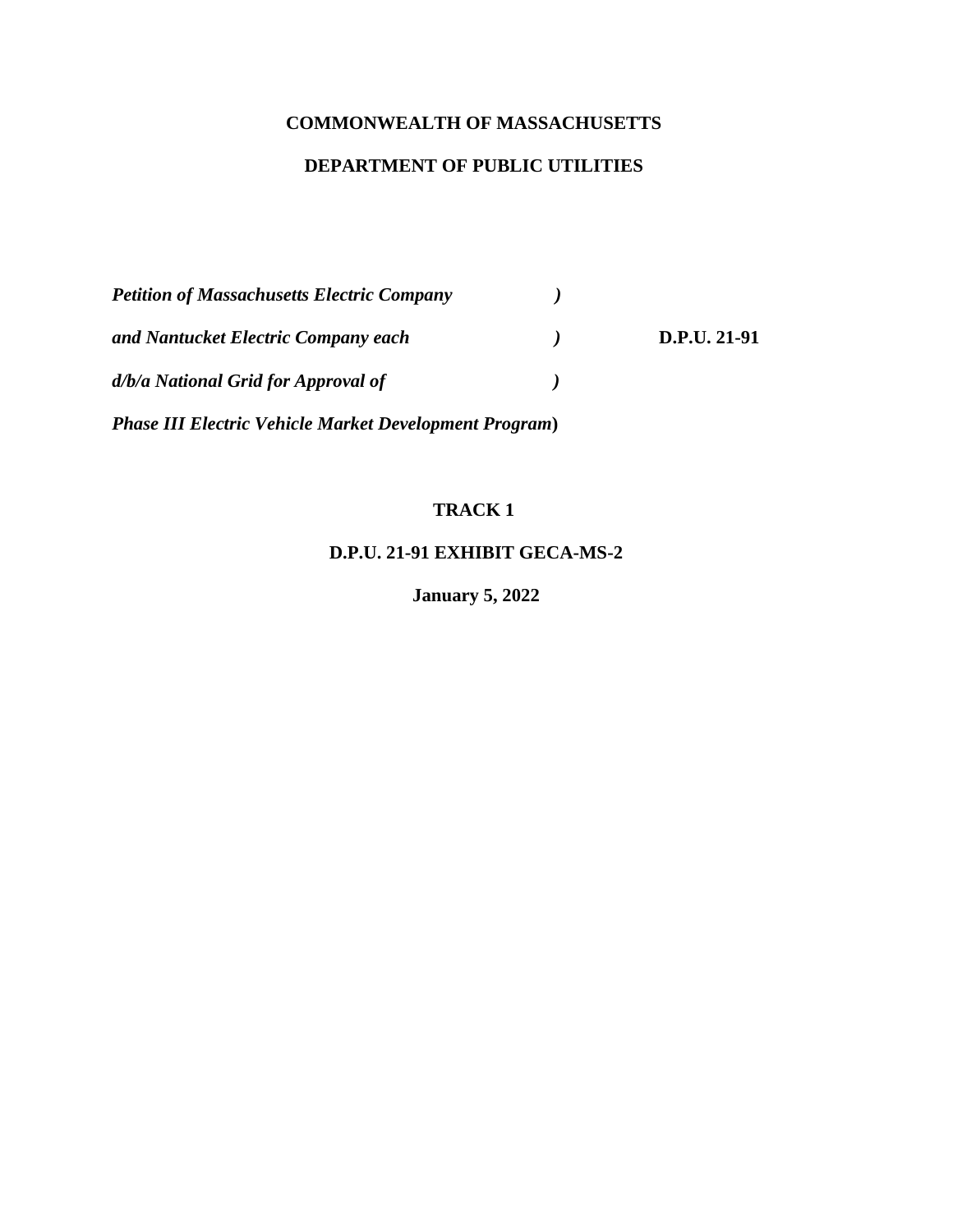**COMMONWEALTH OF MASSACHUSETTS**

**DEPARTMENT OF PUBLIC UTILITIES**

| | | |
|---|---|---|
| ***Petition of Massachusetts Electric Company*** | ***)*** | |
| ***and Nantucket Electric Company each*** | ***)*** | **D.P.U. 21-91** |
| ***d/b/a National Grid for Approval of*** | ***)*** | |
| ***Phase III Electric Vehicle Market Development Program*** | **)** | |

**TRACK 1**

**D.P.U. 21-91 EXHIBIT GECA-MS-2**

**January 5, 2022**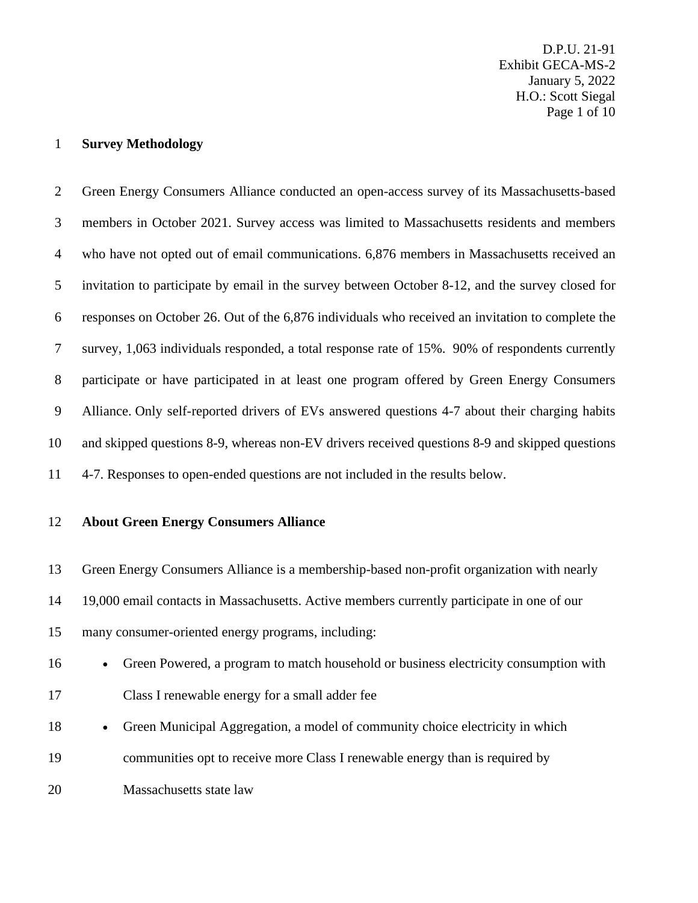**Survey Methodology**

Green Energy Consumers Alliance conducted an open-access survey of its Massachusetts-based members in October 2021. Survey access was limited to Massachusetts residents and members who have not opted out of email communications. 6,876 members in Massachusetts received an invitation to participate by email in the survey between October 8-12, and the survey closed for responses on October 26. Out of the 6,876 individuals who received an invitation to complete the survey, 1,063 individuals responded, a total response rate of 15%. 90% of respondents currently participate or have participated in at least one program offered by Green Energy Consumers Alliance. Only self-reported drivers of EVs answered questions 4-7 about their charging habits and skipped questions 8-9, whereas non-EV drivers received questions 8-9 and skipped questions 4-7. Responses to open-ended questions are not included in the results below.

**About Green Energy Consumers Alliance**

Green Energy Consumers Alliance is a membership-based non-profit organization with nearly 19,000 email contacts in Massachusetts. Active members currently participate in one of our many consumer-oriented energy programs, including:

- Green Powered, a program to match household or business electricity consumption with Class I renewable energy for a small adder fee
- Green Municipal Aggregation, a model of community choice electricity in which communities opt to receive more Class I renewable energy than is required by Massachusetts state law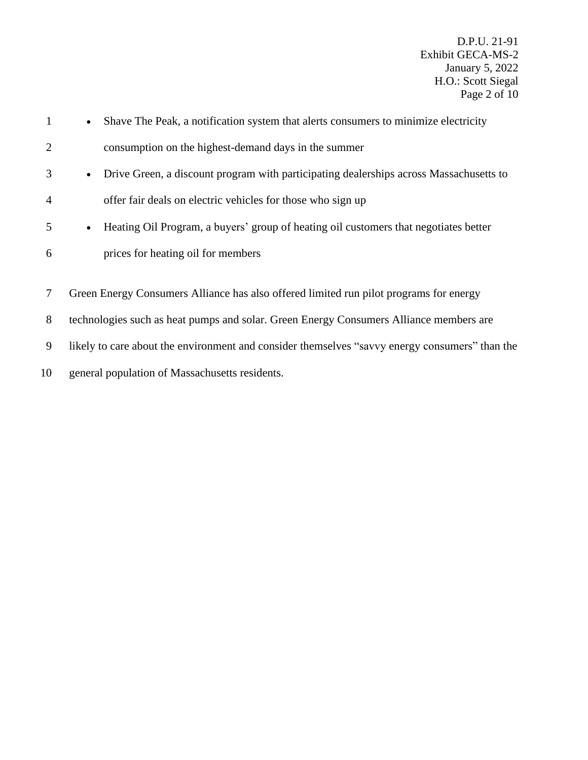- Shave The Peak, a notification system that alerts consumers to minimize electricity consumption on the highest-demand days in the summer
- Drive Green, a discount program with participating dealerships across Massachusetts to offer fair deals on electric vehicles for those who sign up
- Heating Oil Program, a buyers' group of heating oil customers that negotiates better prices for heating oil for members

Green Energy Consumers Alliance has also offered limited run pilot programs for energy technologies such as heat pumps and solar. Green Energy Consumers Alliance members are likely to care about the environment and consider themselves "savvy energy consumers" than the general population of Massachusetts residents.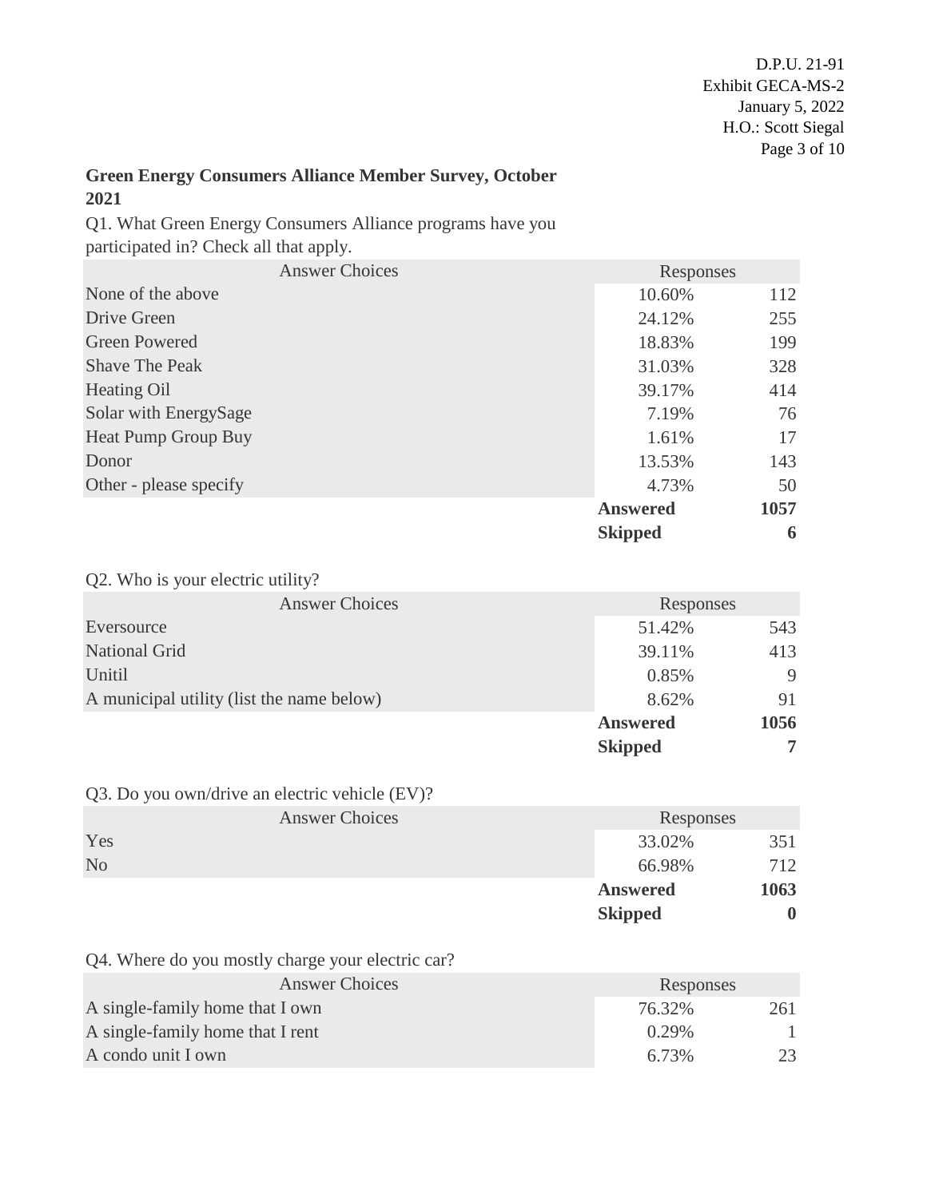**Green Energy Consumers Alliance Member Survey, October 2021**

Q1. What Green Energy Consumers Alliance programs have you participated in? Check all that apply.

| Answer Choices | Responses | |
|---|---|---|
| None of the above | 10.60% | 112 |
| Drive Green | 24.12% | 255 |
| Green Powered | 18.83% | 199 |
| Shave The Peak | 31.03% | 328 |
| Heating Oil | 39.17% | 414 |
| Solar with EnergySage | 7.19% | 76 |
| Heat Pump Group Buy | 1.61% | 17 |
| Donor | 13.53% | 143 |
| Other - please specify | 4.73% | 50 |
| | **Answered** | **1057** |
| | **Skipped** | **6** |

Q2. Who is your electric utility?

| Answer Choices | Responses | |
|---|---|---|
| Eversource | 51.42% | 543 |
| National Grid | 39.11% | 413 |
| Unitil | 0.85% | 9 |
| A municipal utility (list the name below) | 8.62% | 91 |
| | **Answered** | **1056** |
| | **Skipped** | **7** |

Q3. Do you own/drive an electric vehicle (EV)?

| Answer Choices | Responses | |
|---|---|---|
| Yes | 33.02% | 351 |
| No | 66.98% | 712 |
| | **Answered** | **1063** |
| | **Skipped** | **0** |

Q4. Where do you mostly charge your electric car?

| Answer Choices | Responses | |
|---|---|---|
| A single-family home that I own | 76.32% | 261 |
| A single-family home that I rent | 0.29% | 1 |
| A condo unit I own | 6.73% | 23 |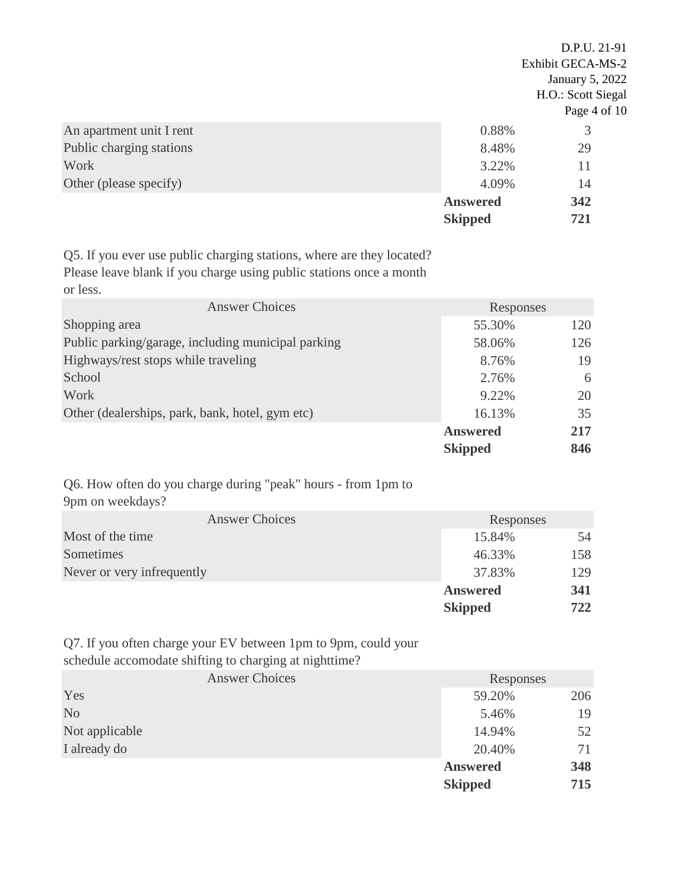| | | |
|---|---|---|
| An apartment unit I rent | 0.88% | 3 |
| Public charging stations | 8.48% | 29 |
| Work | 3.22% | 11 |
| Other (please specify) | 4.09% | 14 |
| | **Answered** | **342** |
| | **Skipped** | **721** |

Q5. If you ever use public charging stations, where are they located? Please leave blank if you charge using public stations once a month or less.

| Answer Choices | Responses | |
|---|---|---|
| Shopping area | 55.30% | 120 |
| Public parking/garage, including municipal parking | 58.06% | 126 |
| Highways/rest stops while traveling | 8.76% | 19 |
| School | 2.76% | 6 |
| Work | 9.22% | 20 |
| Other (dealerships, park, bank, hotel, gym etc) | 16.13% | 35 |
| | **Answered** | **217** |
| | **Skipped** | **846** |

Q6. How often do you charge during "peak" hours - from 1pm to 9pm on weekdays?

| Answer Choices | Responses | |
|---|---|---|
| Most of the time | 15.84% | 54 |
| Sometimes | 46.33% | 158 |
| Never or very infrequently | 37.83% | 129 |
| | **Answered** | **341** |
| | **Skipped** | **722** |

Q7. If you often charge your EV between 1pm to 9pm, could your schedule accomodate shifting to charging at nighttime?

| Answer Choices | Responses | |
|---|---|---|
| Yes | 59.20% | 206 |
| No | 5.46% | 19 |
| Not applicable | 14.94% | 52 |
| I already do | 20.40% | 71 |
| | **Answered** | **348** |
| | **Skipped** | **715** |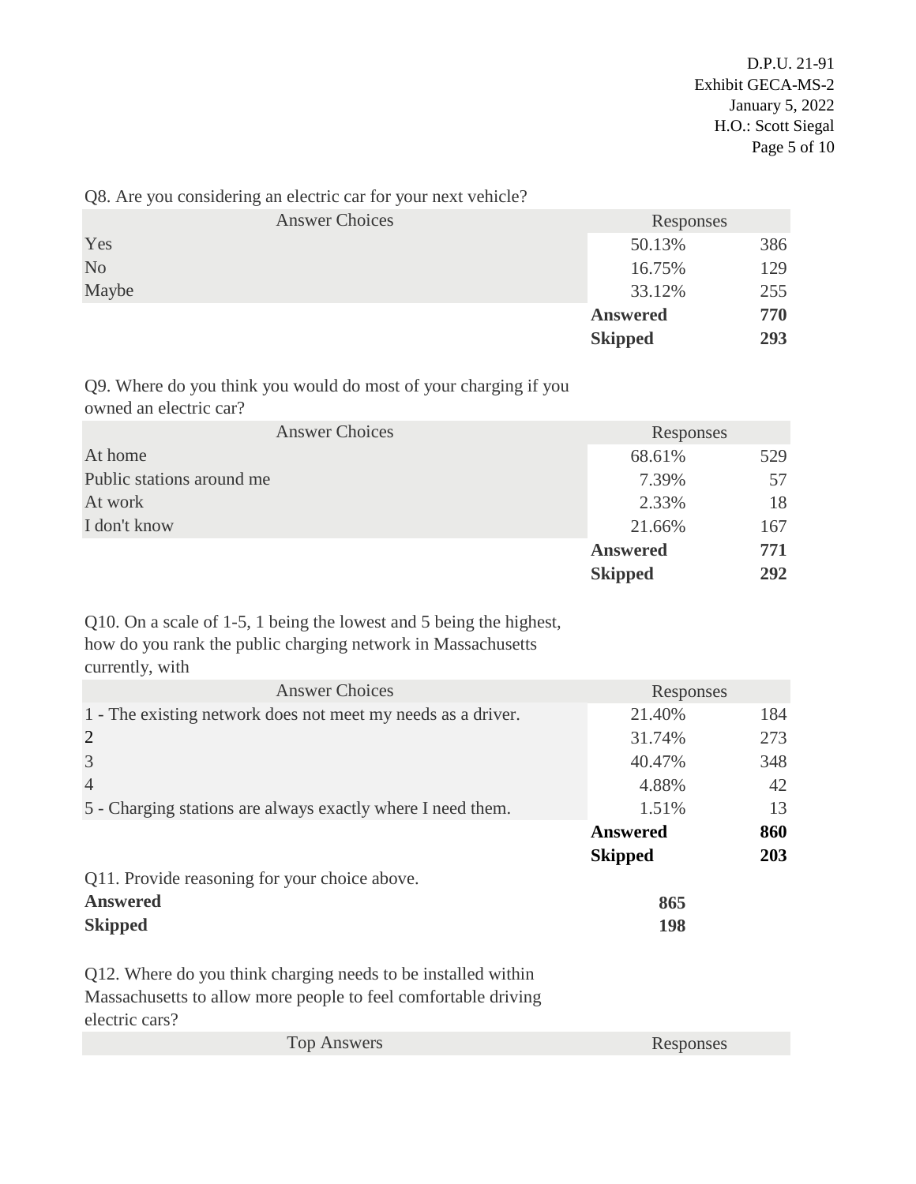Q8. Are you considering an electric car for your next vehicle?

| Answer Choices | Responses | |
|---|---|---|
| Yes | 50.13% | 386 |
| No | 16.75% | 129 |
| Maybe | 33.12% | 255 |
| | **Answered** | **770** |
| | **Skipped** | **293** |

Q9. Where do you think you would do most of your charging if you owned an electric car?

| Answer Choices | Responses | |
|---|---|---|
| At home | 68.61% | 529 |
| Public stations around me | 7.39% | 57 |
| At work | 2.33% | 18 |
| I don't know | 21.66% | 167 |
| | **Answered** | **771** |
| | **Skipped** | **292** |

Q10. On a scale of 1-5, 1 being the lowest and 5 being the highest, how do you rank the public charging network in Massachusetts currently, with

| Answer Choices | Responses | |
|---|---|---|
| 1 - The existing network does not meet my needs as a driver. | 21.40% | 184 |
| 2 | 31.74% | 273 |
| 3 | 40.47% | 348 |
| 4 | 4.88% | 42 |
| 5 - Charging stations are always exactly where I need them. | 1.51% | 13 |
| | **Answered** | **860** |
| | **Skipped** | **203** |

Q11. Provide reasoning for your choice above.

| | |
|---|---|
| **Answered** | **865** |
| **Skipped** | **198** |

Q12. Where do you think charging needs to be installed within Massachusetts to allow more people to feel comfortable driving electric cars?

| Top Answers | Responses |
|---|---|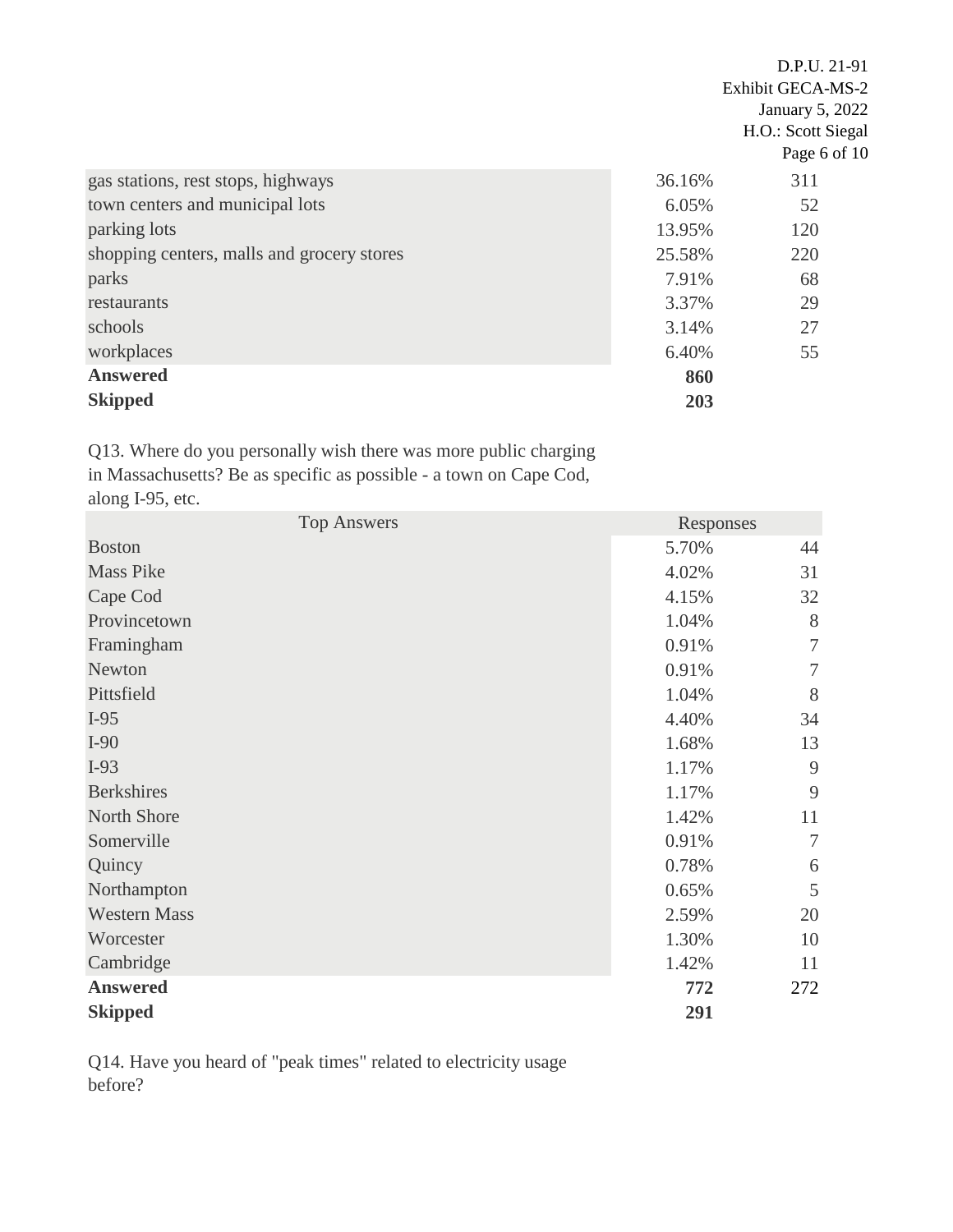| | | |
|---|---|---|
| gas stations, rest stops, highways | 36.16% | 311 |
| town centers and municipal lots | 6.05% | 52 |
| parking lots | 13.95% | 120 |
| shopping centers, malls and grocery stores | 25.58% | 220 |
| parks | 7.91% | 68 |
| restaurants | 3.37% | 29 |
| schools | 3.14% | 27 |
| workplaces | 6.40% | 55 |
| **Answered** | **860** | |
| **Skipped** | **203** | |

Q13. Where do you personally wish there was more public charging in Massachusetts? Be as specific as possible - a town on Cape Cod, along I-95, etc.

| Top Answers | Responses | |
|---|---|---|
| Boston | 5.70% | 44 |
| Mass Pike | 4.02% | 31 |
| Cape Cod | 4.15% | 32 |
| Provincetown | 1.04% | 8 |
| Framingham | 0.91% | 7 |
| Newton | 0.91% | 7 |
| Pittsfield | 1.04% | 8 |
| I-95 | 4.40% | 34 |
| I-90 | 1.68% | 13 |
| I-93 | 1.17% | 9 |
| Berkshires | 1.17% | 9 |
| North Shore | 1.42% | 11 |
| Somerville | 0.91% | 7 |
| Quincy | 0.78% | 6 |
| Northampton | 0.65% | 5 |
| Western Mass | 2.59% | 20 |
| Worcester | 1.30% | 10 |
| Cambridge | 1.42% | 11 |
| **Answered** | **772** | 272 |
| **Skipped** | **291** | |

Q14. Have you heard of "peak times" related to electricity usage before?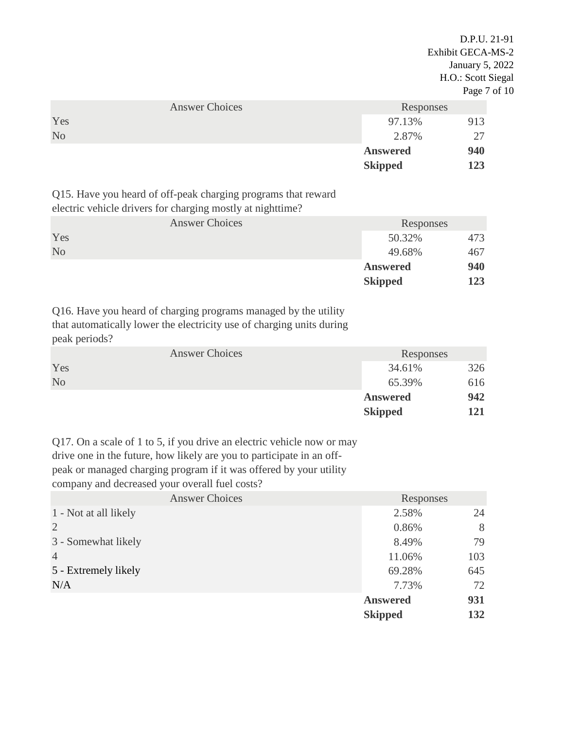| Answer Choices | Responses | |
|---|---|---|
| Yes | 97.13% | 913 |
| No | 2.87% | 27 |
| | **Answered** | **940** |
| | **Skipped** | **123** |

Q15. Have you heard of off-peak charging programs that reward electric vehicle drivers for charging mostly at nighttime?

| Answer Choices | Responses | |
|---|---|---|
| Yes | 50.32% | 473 |
| No | 49.68% | 467 |
| | **Answered** | **940** |
| | **Skipped** | **123** |

Q16. Have you heard of charging programs managed by the utility that automatically lower the electricity use of charging units during peak periods?

| Answer Choices | Responses | |
|---|---|---|
| Yes | 34.61% | 326 |
| No | 65.39% | 616 |
| | **Answered** | **942** |
| | **Skipped** | **121** |

Q17. On a scale of 1 to 5, if you drive an electric vehicle now or may drive one in the future, how likely are you to participate in an off-peak or managed charging program if it was offered by your utility company and decreased your overall fuel costs?

| Answer Choices | Responses | |
|---|---|---|
| 1 - Not at all likely | 2.58% | 24 |
| 2 | 0.86% | 8 |
| 3 - Somewhat likely | 8.49% | 79 |
| 4 | 11.06% | 103 |
| 5 - Extremely likely | 69.28% | 645 |
| N/A | 7.73% | 72 |
| | **Answered** | **931** |
| | **Skipped** | **132** |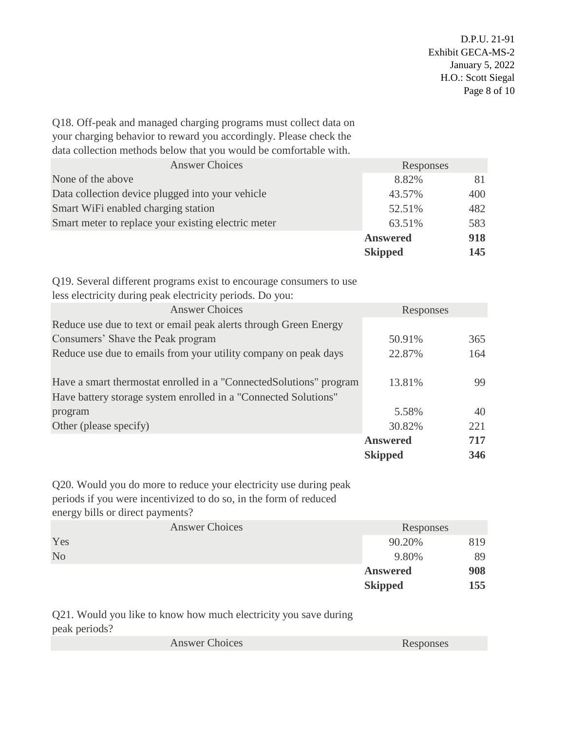Q18. Off-peak and managed charging programs must collect data on your charging behavior to reward you accordingly. Please check the data collection methods below that you would be comfortable with.

| Answer Choices | Responses | |
|---|---|---|
| None of the above | 8.82% | 81 |
| Data collection device plugged into your vehicle | 43.57% | 400 |
| Smart WiFi enabled charging station | 52.51% | 482 |
| Smart meter to replace your existing electric meter | 63.51% | 583 |
| | **Answered** | **918** |
| | **Skipped** | **145** |

Q19. Several different programs exist to encourage consumers to use less electricity during peak electricity periods. Do you:

| Answer Choices | Responses | |
|---|---|---|
| Reduce use due to text or email peak alerts through Green Energy Consumers' Shave the Peak program | 50.91% | 365 |
| Reduce use due to emails from your utility company on peak days | 22.87% | 164 |
| Have a smart thermostat enrolled in a "ConnectedSolutions" program | 13.81% | 99 |
| Have battery storage system enrolled in a "Connected Solutions" program | 5.58% | 40 |
| Other (please specify) | 30.82% | 221 |
| | **Answered** | **717** |
| | **Skipped** | **346** |

Q20. Would you do more to reduce your electricity use during peak periods if you were incentivized to do so, in the form of reduced energy bills or direct payments?

| Answer Choices | Responses | |
|---|---|---|
| Yes | 90.20% | 819 |
| No | 9.80% | 89 |
| | **Answered** | **908** |
| | **Skipped** | **155** |

Q21. Would you like to know how much electricity you save during peak periods?

| Answer Choices | Responses |
|---|---|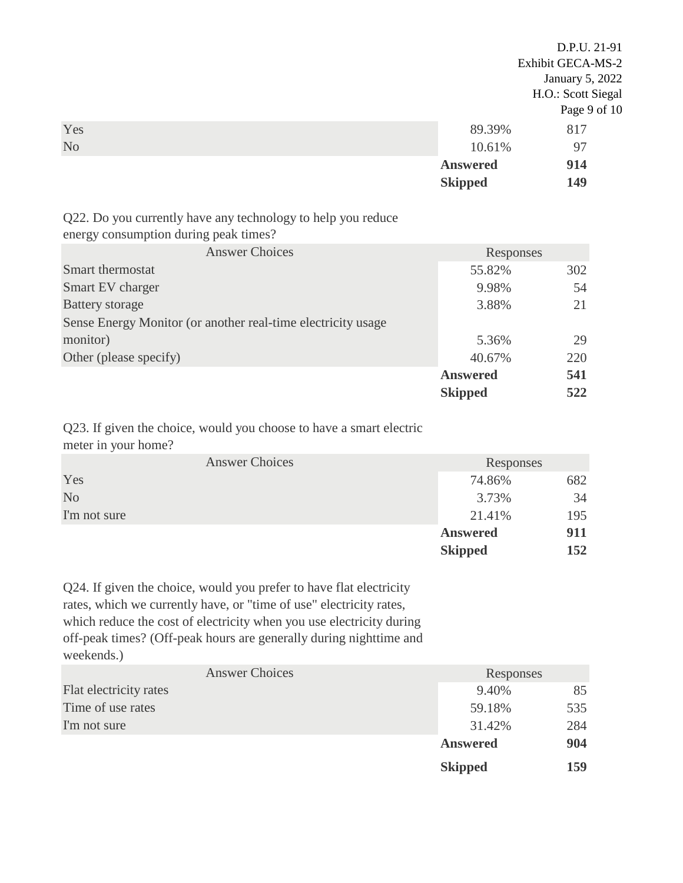| | | |
|---|---|---|
| Yes | 89.39% | 817 |
| No | 10.61% | 97 |
| | **Answered** | **914** |
| | **Skipped** | **149** |

Q22. Do you currently have any technology to help you reduce energy consumption during peak times?

| Answer Choices | Responses | |
|---|---|---|
| Smart thermostat | 55.82% | 302 |
| Smart EV charger | 9.98% | 54 |
| Battery storage | 3.88% | 21 |
| Sense Energy Monitor (or another real-time electricity usage monitor) | 5.36% | 29 |
| Other (please specify) | 40.67% | 220 |
| | **Answered** | **541** |
| | **Skipped** | **522** |

Q23. If given the choice, would you choose to have a smart electric meter in your home?

| Answer Choices | Responses | |
|---|---|---|
| Yes | 74.86% | 682 |
| No | 3.73% | 34 |
| I'm not sure | 21.41% | 195 |
| | **Answered** | **911** |
| | **Skipped** | **152** |

Q24. If given the choice, would you prefer to have flat electricity rates, which we currently have, or "time of use" electricity rates, which reduce the cost of electricity when you use electricity during off-peak times? (Off-peak hours are generally during nighttime and weekends.)

| Answer Choices | Responses | |
|---|---|---|
| Flat electricity rates | 9.40% | 85 |
| Time of use rates | 59.18% | 535 |
| I'm not sure | 31.42% | 284 |
| | **Answered** | **904** |
| | **Skipped** | **159** |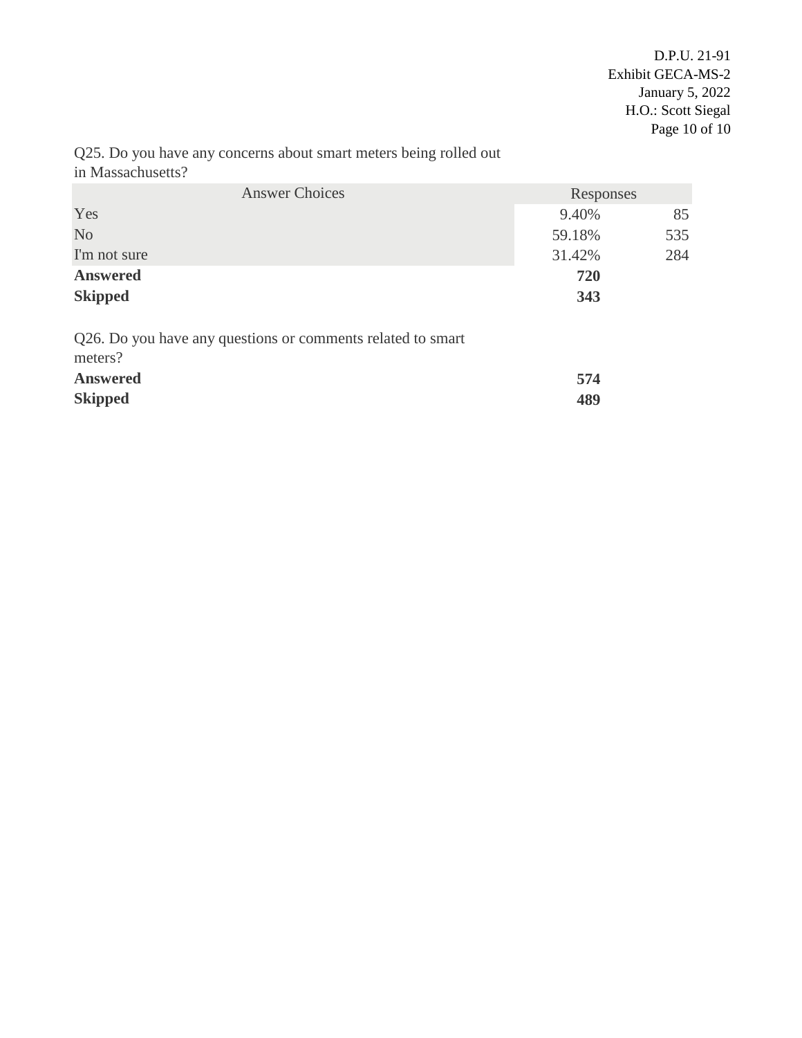Q25. Do you have any concerns about smart meters being rolled out in Massachusetts?

| Answer Choices | Responses | |
|---|---|---|
| Yes | 9.40% | 85 |
| No | 59.18% | 535 |
| I'm not sure | 31.42% | 284 |
| **Answered** | **720** | |
| **Skipped** | **343** | |

Q26. Do you have any questions or comments related to smart meters?

| | |
|---|---|
| **Answered** | **574** |
| **Skipped** | **489** |